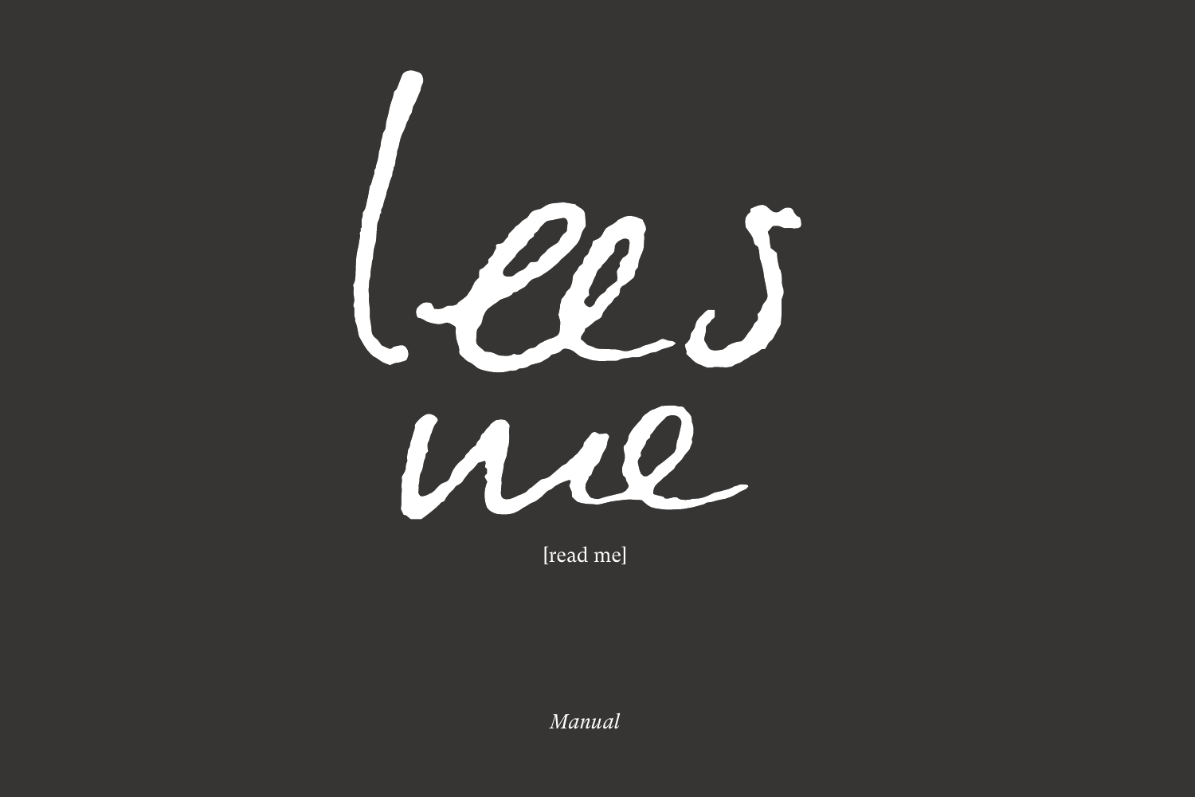# lees me

[read me]

*Manual*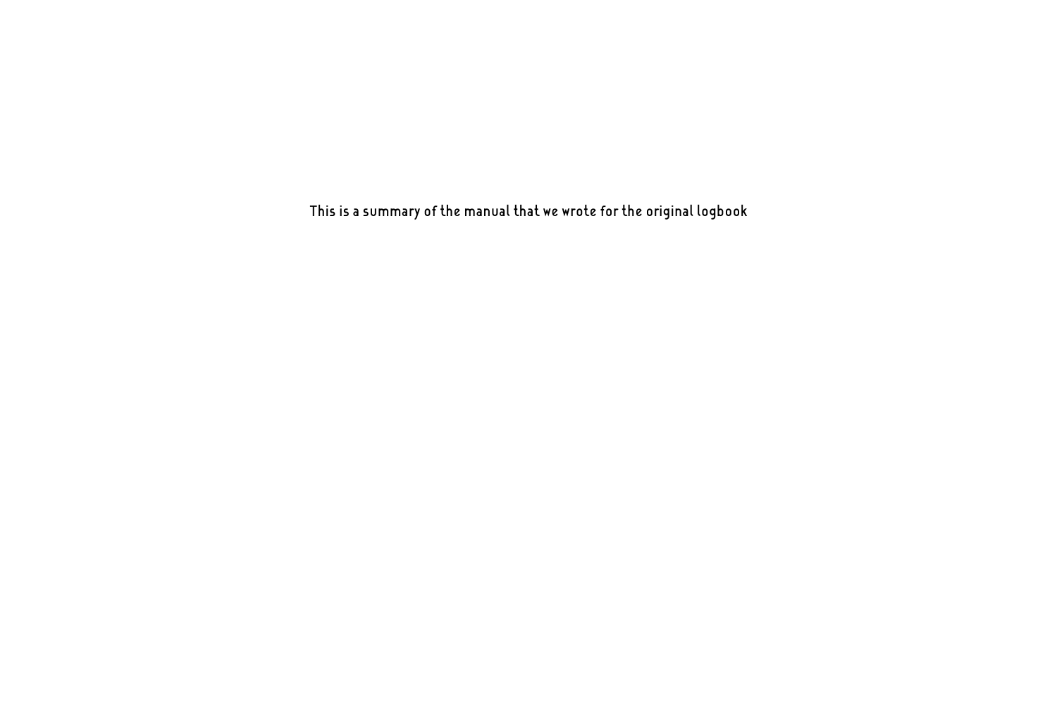This is a summary of the manual that we wrote for the original logbook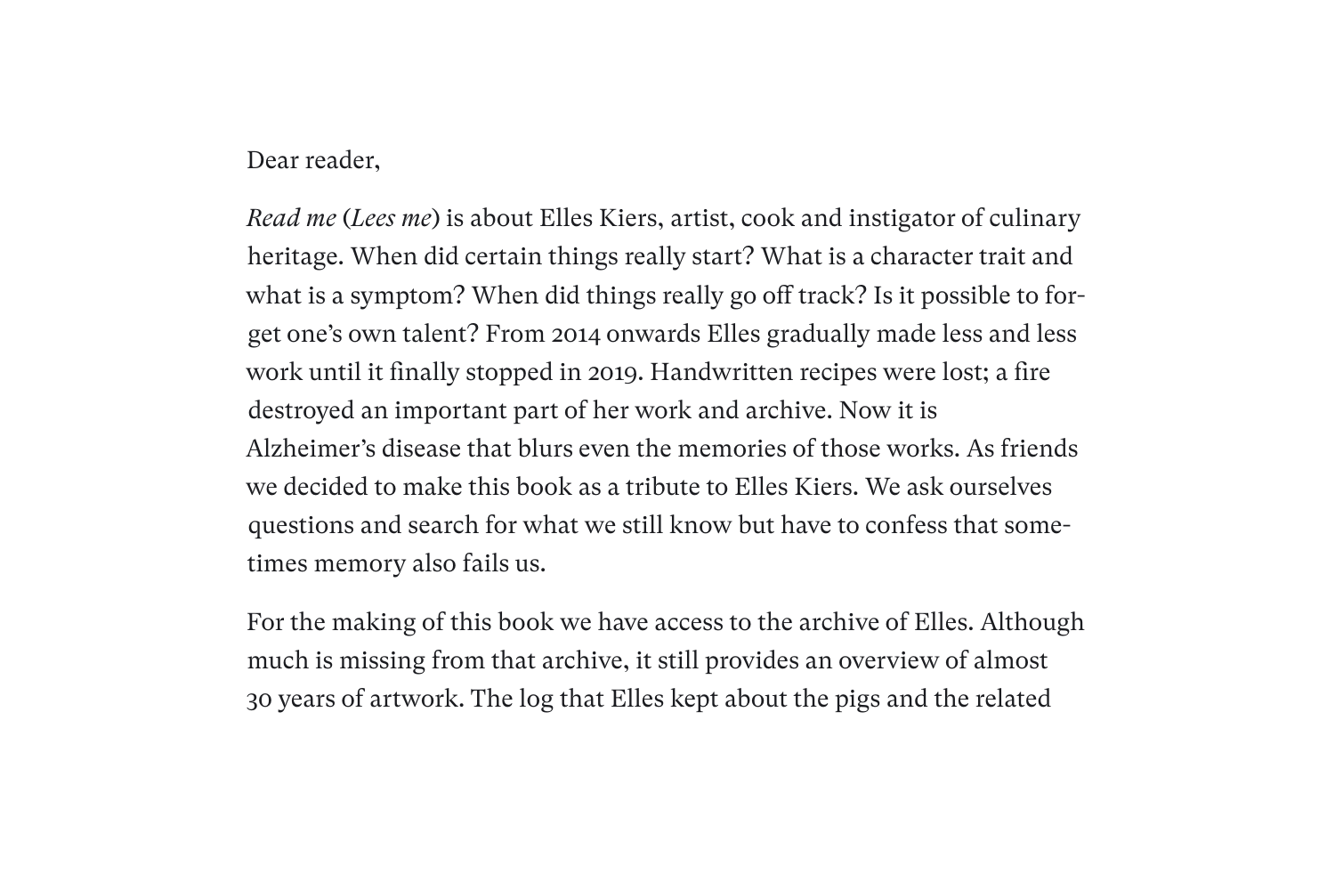Dear reader,

*Read me* (*Lees me*) is about Elles Kiers, artist, cook and instigator of culinary heritage. When did certain things really start? What is a character trait and what is a symptom? When did things really go off track? Is it possible to forget one's own talent? From 2014 onwards Elles gradually made less and less work until it finally stopped in 2019. Handwritten recipes were lost; a fire destroyed an important part of her work and archive. Now it is Alzheimer's disease that blurs even the memories of those works. As friends we decided to make this book as a tribute to Elles Kiers. We ask ourselves questions and search for what we still know but have to confess that sometimes memory also fails us.

For the making of this book we have access to the archive of Elles. Although much is missing from that archive, it still provides an overview of almost 30 years of artwork. The log that Elles kept about the pigs and the related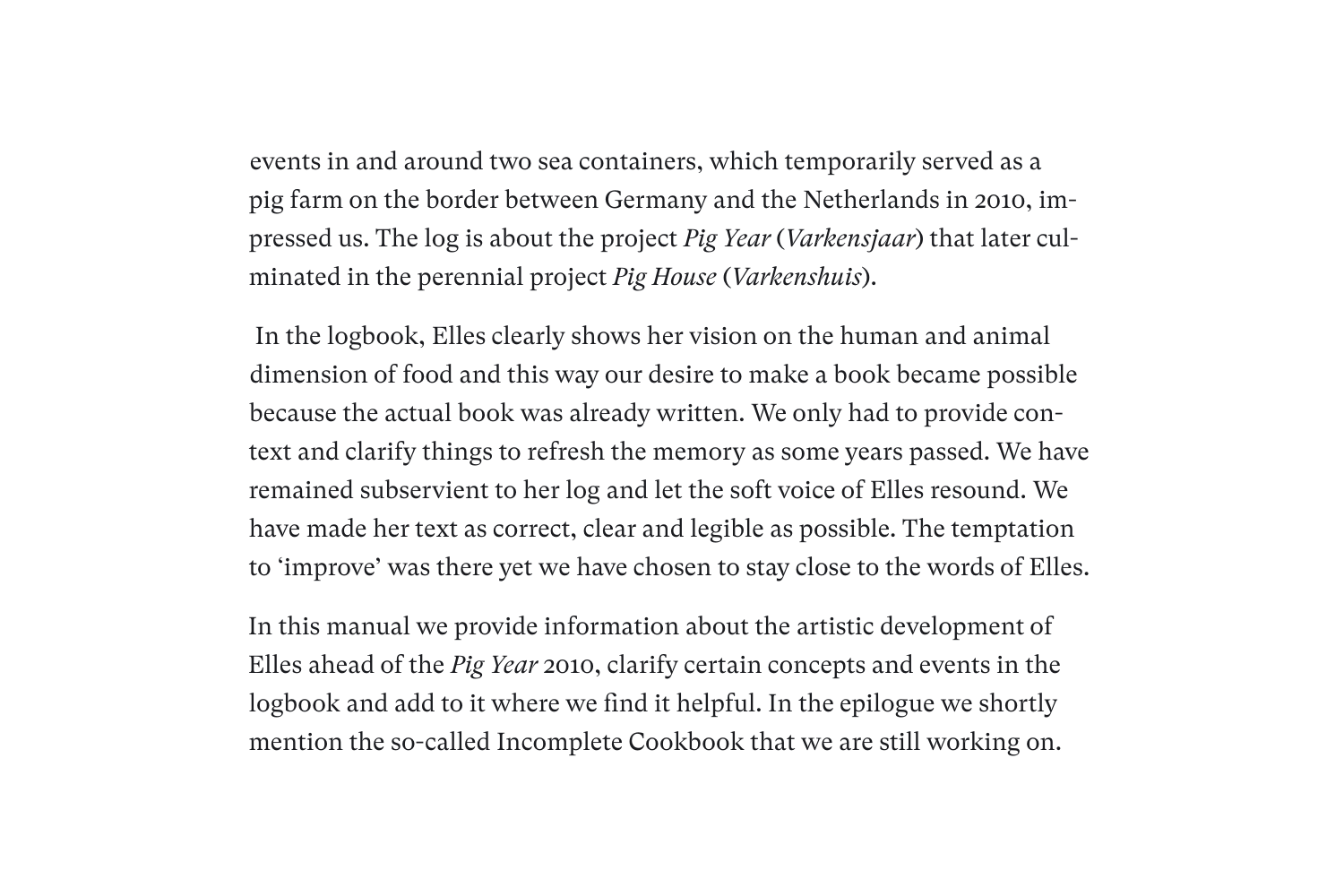events in and around two sea containers, which temporarily served as a pig farm on the border between Germany and the Netherlands in 2010, impressed us. The log is about the project *Pig Year* (*Varkensjaar*) that later culminated in the perennial project *Pig House* (*Varkenshuis*).

In the logbook, Elles clearly shows her vision on the human and animal dimension of food and this way our desire to make a book became possible because the actual book was already written. We only had to provide context and clarify things to refresh the memory as some years passed. We have remained subservient to her log and let the soft voice of Elles resound. We have made her text as correct, clear and legible as possible. The temptation to 'improve' was there yet we have chosen to stay close to the words of Elles.

In this manual we provide information about the artistic development of Elles ahead of the *Pig Year* 2010, clarify certain concepts and events in the logbook and add to it where we find it helpful. In the epilogue we shortly mention the so-called Incomplete Cookbook that we are still working on.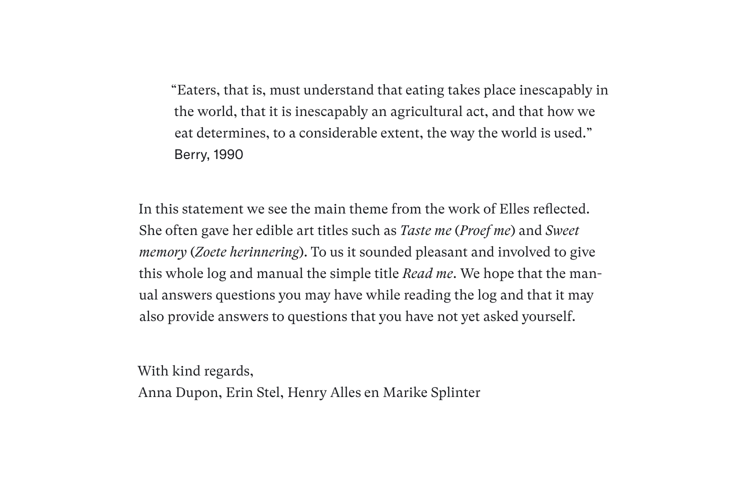> “Eaters, that is, must understand that eating takes place inescapably in the world, that it is inescapably an agricultural act, and that how we eat determines, to a considerable extent, the way the world is used.”
> Berry, 1990

In this statement we see the main theme from the work of Elles reflected. She often gave her edible art titles such as *Taste me* (*Proef me*) and *Sweet memory* (*Zoete herinnering*). To us it sounded pleasant and involved to give this whole log and manual the simple title *Read me*. We hope that the manual answers questions you may have while reading the log and that it may also provide answers to questions that you have not yet asked yourself.

With kind regards,
Anna Dupon, Erin Stel, Henry Alles en Marike Splinter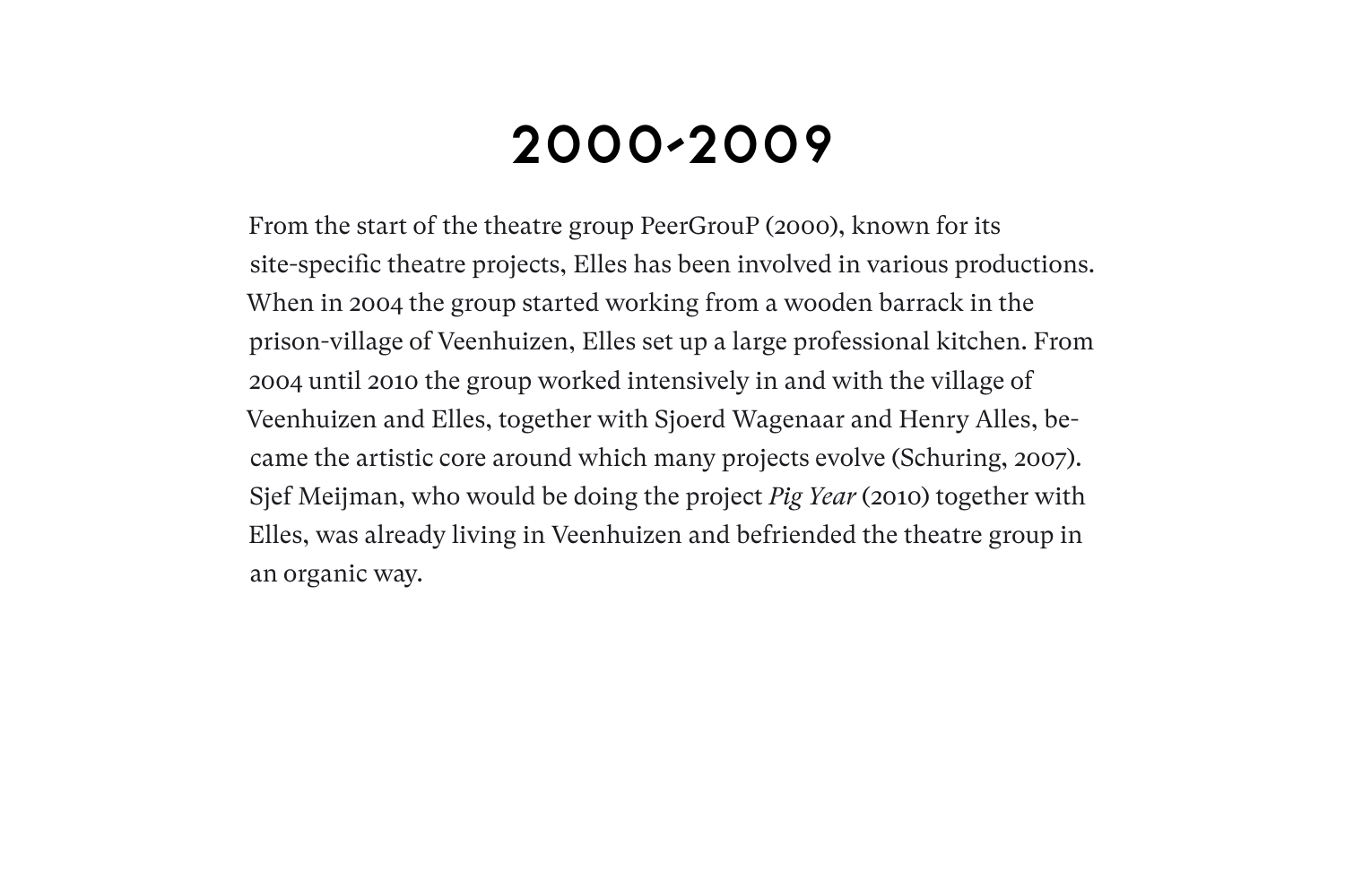# 2000-2009

From the start of the theatre group PeerGrouP (2000), known for its site-specific theatre projects, Elles has been involved in various productions. When in 2004 the group started working from a wooden barrack in the prison-village of Veenhuizen, Elles set up a large professional kitchen. From 2004 until 2010 the group worked intensively in and with the village of Veenhuizen and Elles, together with Sjoerd Wagenaar and Henry Alles, became the artistic core around which many projects evolve (Schuring, 2007). Sjef Meijman, who would be doing the project *Pig Year* (2010) together with Elles, was already living in Veenhuizen and befriended the theatre group in an organic way.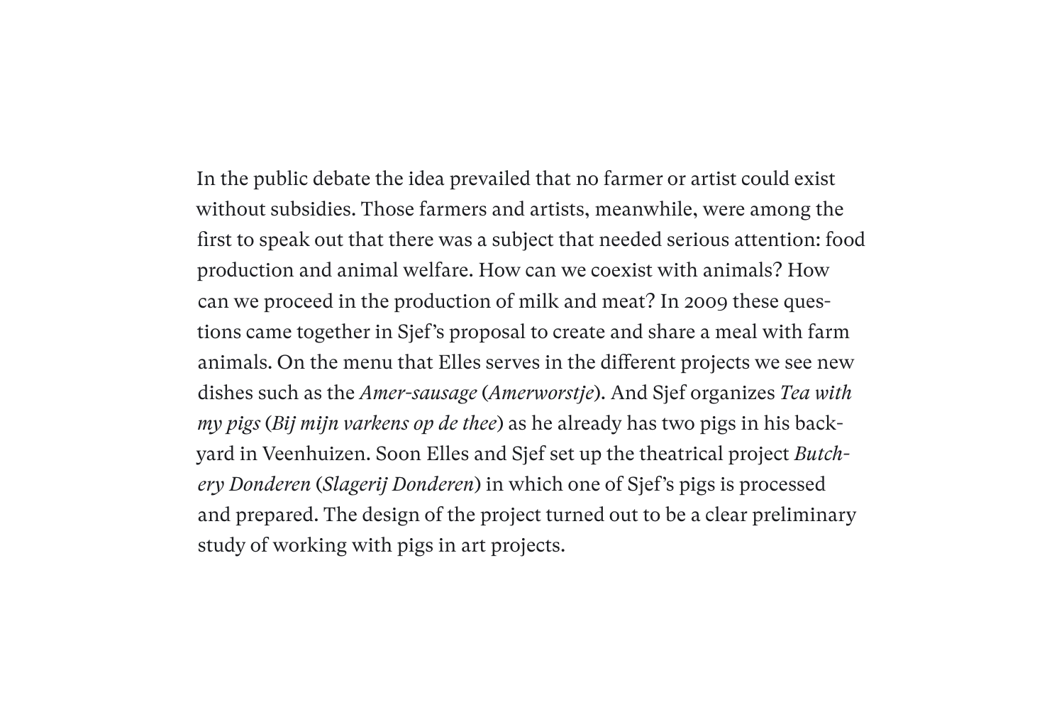In the public debate the idea prevailed that no farmer or artist could exist without subsidies. Those farmers and artists, meanwhile, were among the first to speak out that there was a subject that needed serious attention: food production and animal welfare. How can we coexist with animals? How can we proceed in the production of milk and meat? In 2009 these questions came together in Sjef's proposal to create and share a meal with farm animals. On the menu that Elles serves in the different projects we see new dishes such as the *Amer-sausage* (*Amerworstje*). And Sjef organizes *Tea with my pigs* (*Bij mijn varkens op de thee*) as he already has two pigs in his backyard in Veenhuizen. Soon Elles and Sjef set up the theatrical project *Butchery Donderen* (*Slagerij Donderen*) in which one of Sjef's pigs is processed and prepared. The design of the project turned out to be a clear preliminary study of working with pigs in art projects.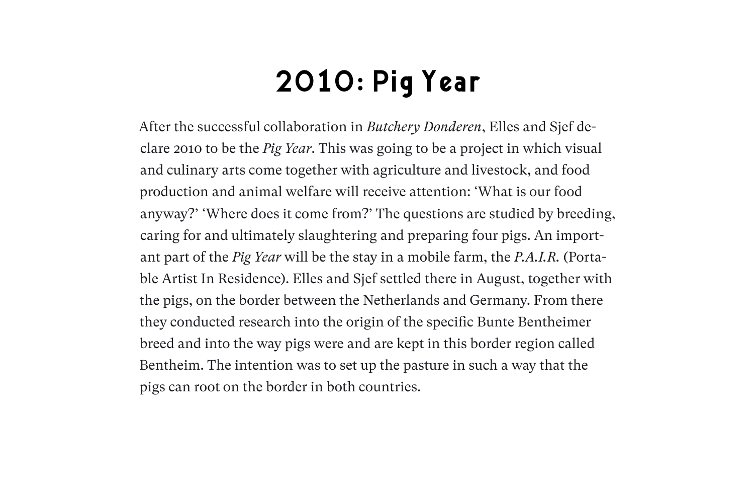# 2010: Pig Year

After the successful collaboration in *Butchery Donderen*, Elles and Sjef declare 2010 to be the *Pig Year*. This was going to be a project in which visual and culinary arts come together with agriculture and livestock, and food production and animal welfare will receive attention: 'What is our food anyway?' 'Where does it come from?' The questions are studied by breeding, caring for and ultimately slaughtering and preparing four pigs. An important part of the *Pig Year* will be the stay in a mobile farm, the *P.A.I.R.* (Portable Artist In Residence). Elles and Sjef settled there in August, together with the pigs, on the border between the Netherlands and Germany. From there they conducted research into the origin of the specific Bunte Bentheimer breed and into the way pigs were and are kept in this border region called Bentheim. The intention was to set up the pasture in such a way that the pigs can root on the border in both countries.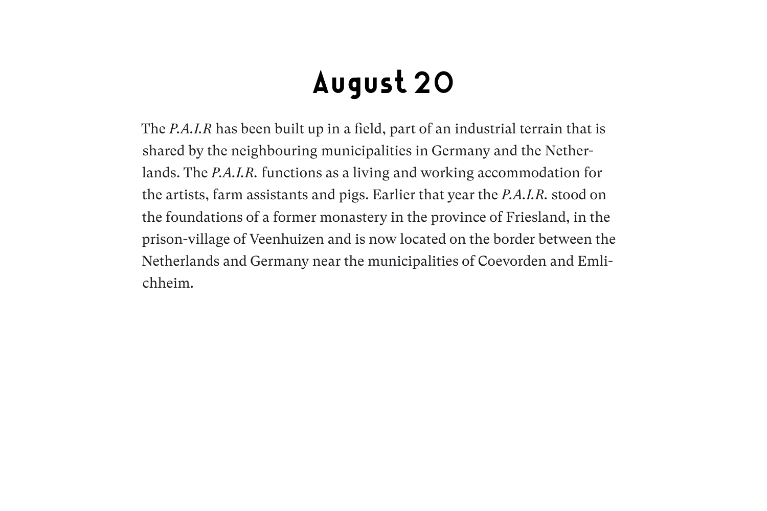# August 20

The *P.A.I.R* has been built up in a field, part of an industrial terrain that is shared by the neighbouring municipalities in Germany and the Netherlands. The *P.A.I.R.* functions as a living and working accommodation for the artists, farm assistants and pigs. Earlier that year the *P.A.I.R.* stood on the foundations of a former monastery in the province of Friesland, in the prison-village of Veenhuizen and is now located on the border between the Netherlands and Germany near the municipalities of Coevorden and Emlichheim.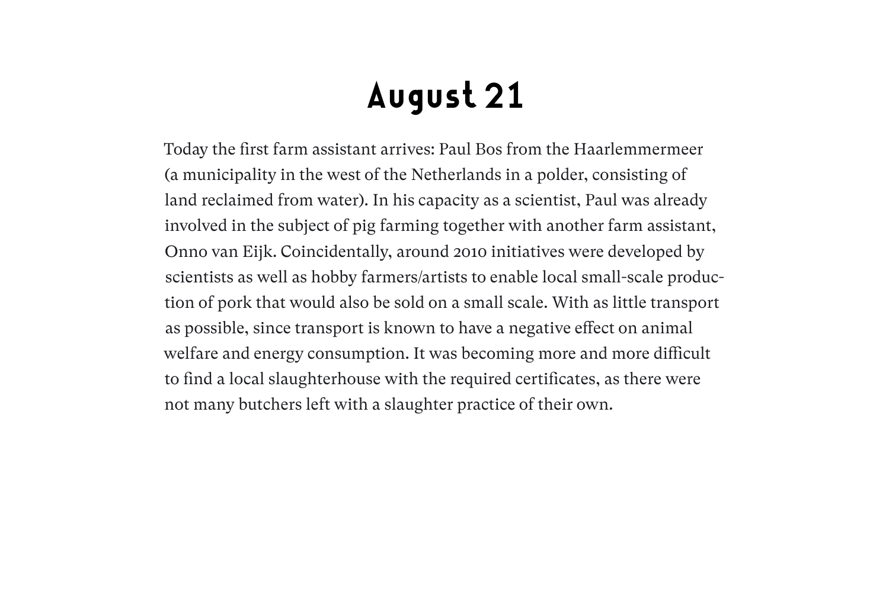# August 21

Today the first farm assistant arrives: Paul Bos from the Haarlemmermeer (a municipality in the west of the Netherlands in a polder, consisting of land reclaimed from water). In his capacity as a scientist, Paul was already involved in the subject of pig farming together with another farm assistant, Onno van Eijk. Coincidentally, around 2010 initiatives were developed by scientists as well as hobby farmers/artists to enable local small-scale production of pork that would also be sold on a small scale. With as little transport as possible, since transport is known to have a negative effect on animal welfare and energy consumption. It was becoming more and more difficult to find a local slaughterhouse with the required certificates, as there were not many butchers left with a slaughter practice of their own.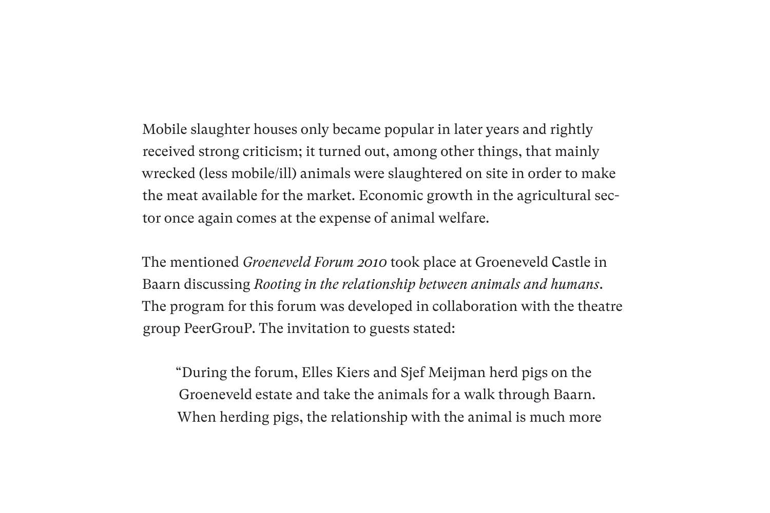Mobile slaughter houses only became popular in later years and rightly received strong criticism; it turned out, among other things, that mainly wrecked (less mobile/ill) animals were slaughtered on site in order to make the meat available for the market. Economic growth in the agricultural sector once again comes at the expense of animal welfare.

The mentioned *Groeneveld Forum 2010* took place at Groeneveld Castle in Baarn discussing *Rooting in the relationship between animals and humans*. The program for this forum was developed in collaboration with the theatre group PeerGrouP. The invitation to guests stated:

> "During the forum, Elles Kiers and Sjef Meijman herd pigs on the Groeneveld estate and take the animals for a walk through Baarn. When herding pigs, the relationship with the animal is much more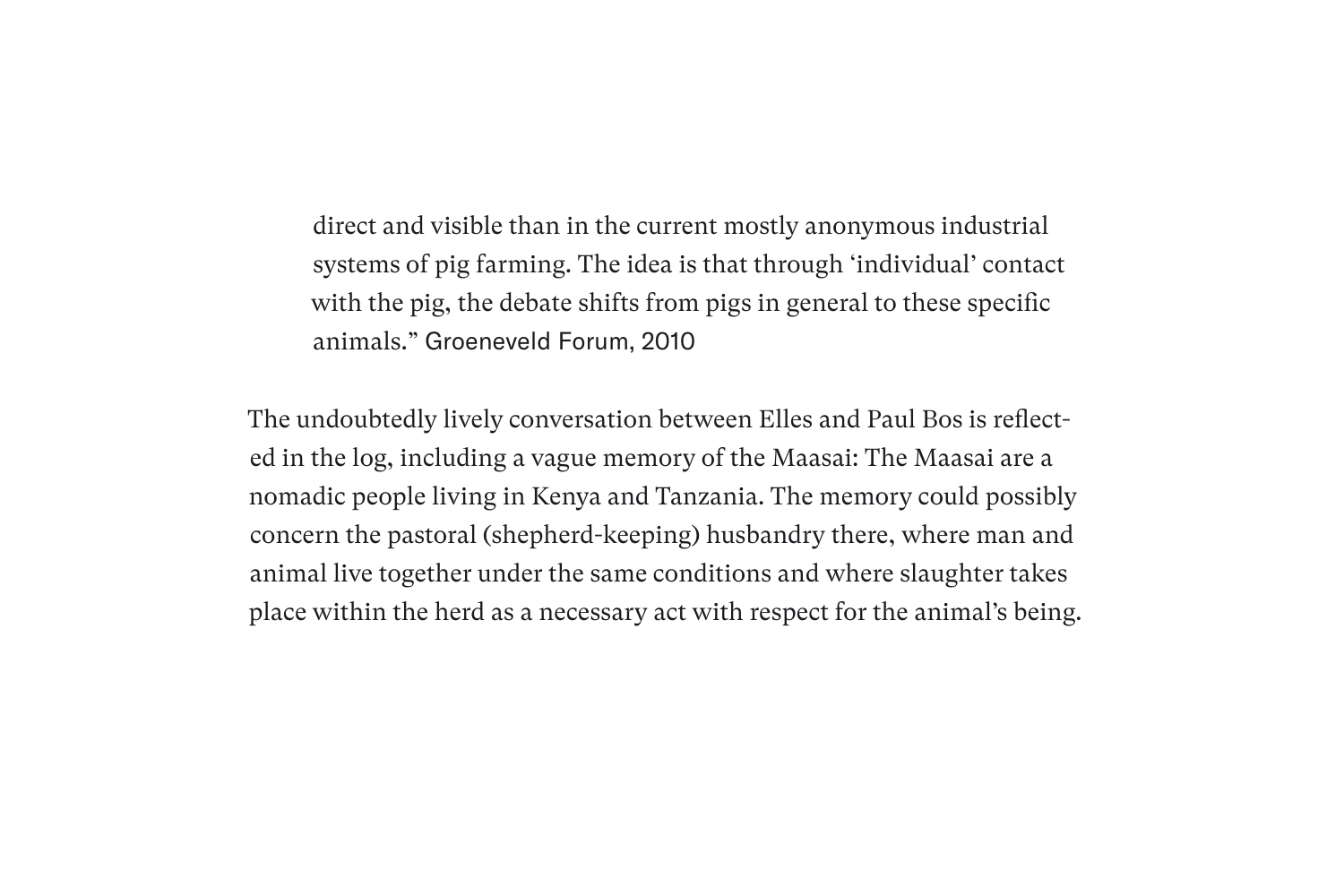> direct and visible than in the current mostly anonymous industrial systems of pig farming. The idea is that through 'individual' contact with the pig, the debate shifts from pigs in general to these specific animals." Groeneveld Forum, 2010

The undoubtedly lively conversation between Elles and Paul Bos is reflected in the log, including a vague memory of the Maasai: The Maasai are a nomadic people living in Kenya and Tanzania. The memory could possibly concern the pastoral (shepherd-keeping) husbandry there, where man and animal live together under the same conditions and where slaughter takes place within the herd as a necessary act with respect for the animal's being.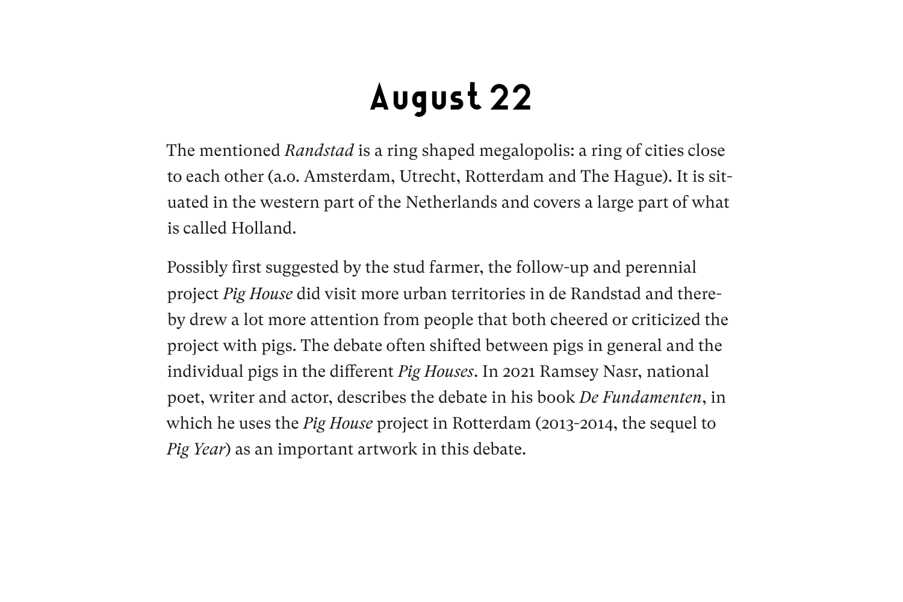# August 22

The mentioned *Randstad* is a ring shaped megalopolis: a ring of cities close to each other (a.o. Amsterdam, Utrecht, Rotterdam and The Hague). It is situated in the western part of the Netherlands and covers a large part of what is called Holland.

Possibly first suggested by the stud farmer, the follow-up and perennial project *Pig House* did visit more urban territories in de Randstad and thereby drew a lot more attention from people that both cheered or criticized the project with pigs. The debate often shifted between pigs in general and the individual pigs in the different *Pig Houses*. In 2021 Ramsey Nasr, national poet, writer and actor, describes the debate in his book *De Fundamenten*, in which he uses the *Pig House* project in Rotterdam (2013-2014, the sequel to *Pig Year*) as an important artwork in this debate.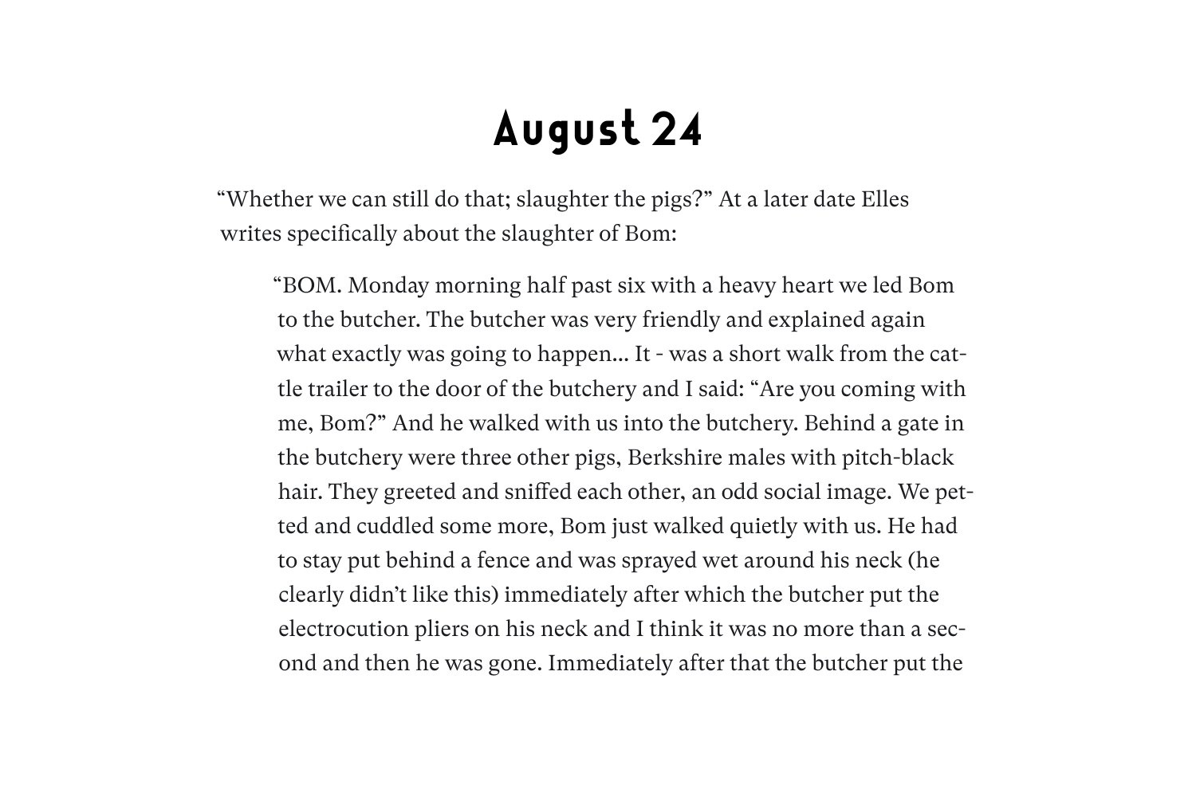# August 24

"Whether we can still do that; slaughter the pigs?" At a later date Elles writes specifically about the slaughter of Bom:

> "BOM. Monday morning half past six with a heavy heart we led Bom to the butcher. The butcher was very friendly and explained again what exactly was going to happen... It - was a short walk from the cattle trailer to the door of the butchery and I said: "Are you coming with me, Bom?" And he walked with us into the butchery. Behind a gate in the butchery were three other pigs, Berkshire males with pitch-black hair. They greeted and sniffed each other, an odd social image. We petted and cuddled some more, Bom just walked quietly with us. He had to stay put behind a fence and was sprayed wet around his neck (he clearly didn't like this) immediately after which the butcher put the electrocution pliers on his neck and I think it was no more than a second and then he was gone. Immediately after that the butcher put the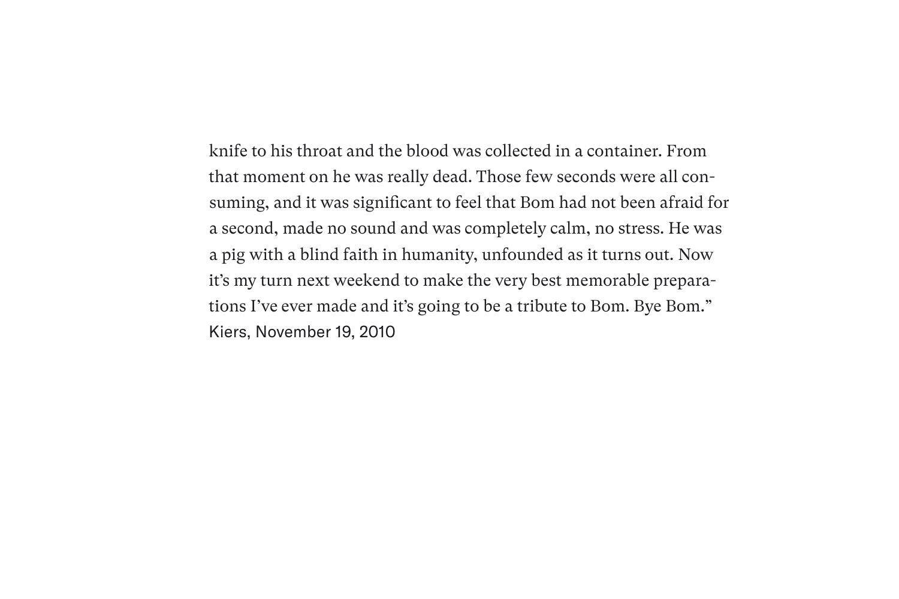knife to his throat and the blood was collected in a container. From that moment on he was really dead. Those few seconds were all consuming, and it was significant to feel that Bom had not been afraid for a second, made no sound and was completely calm, no stress. He was a pig with a blind faith in humanity, unfounded as it turns out. Now it's my turn next weekend to make the very best memorable preparations I've ever made and it's going to be a tribute to Bom. Bye Bom."
Kiers, November 19, 2010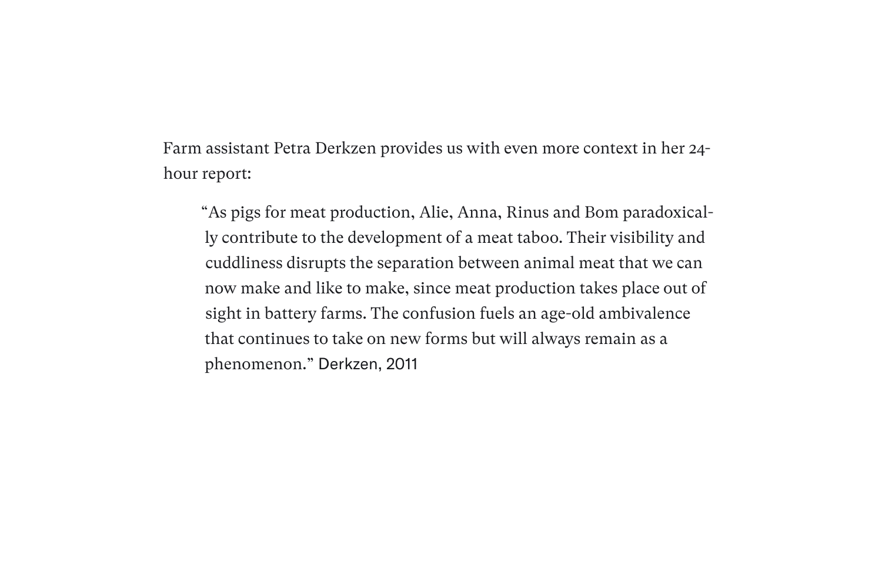Farm assistant Petra Derkzen provides us with even more context in her 24-hour report:

> "As pigs for meat production, Alie, Anna, Rinus and Bom paradoxically contribute to the development of a meat taboo. Their visibility and cuddliness disrupts the separation between animal meat that we can now make and like to make, since meat production takes place out of sight in battery farms. The confusion fuels an age-old ambivalence that continues to take on new forms but will always remain as a phenomenon." Derkzen, 2011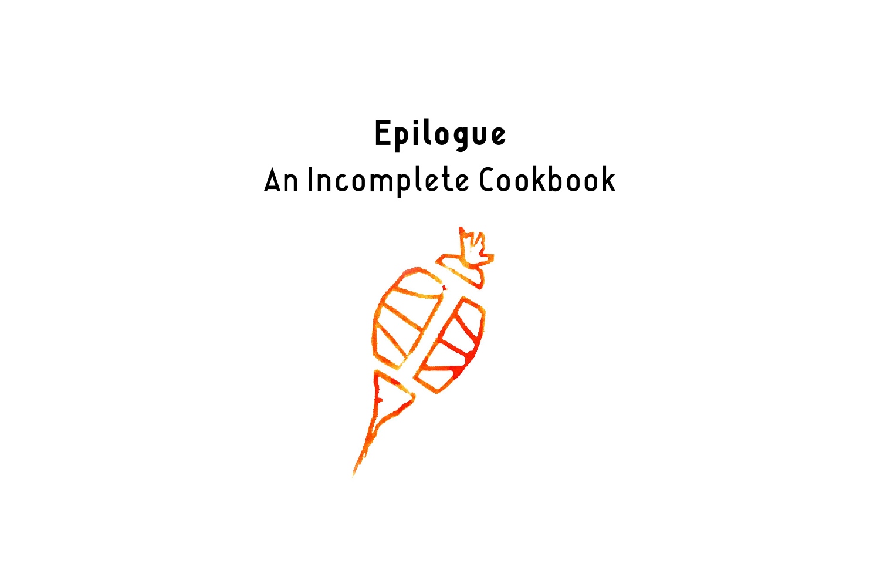# Epilogue

## An Incomplete Cookbook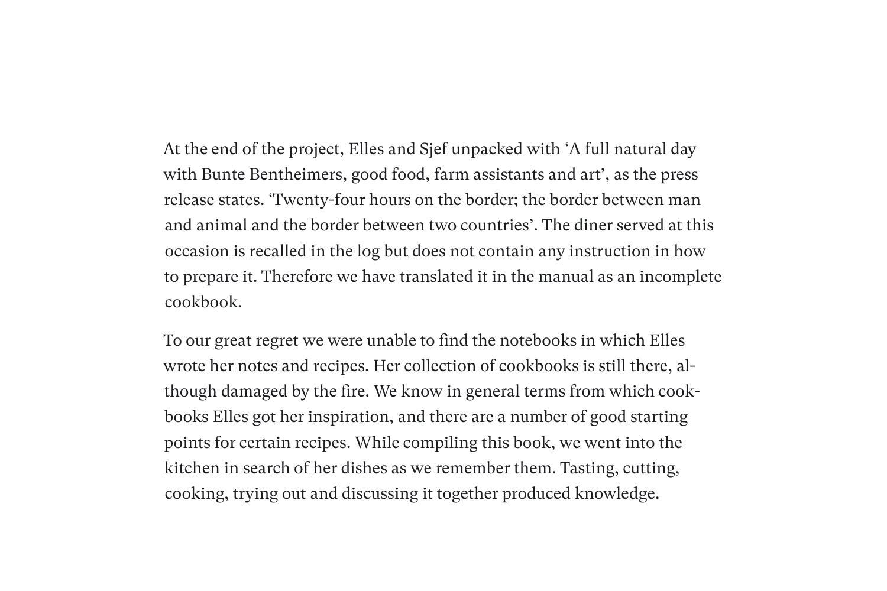At the end of the project, Elles and Sjef unpacked with ‘A full natural day with Bunte Bentheimers, good food, farm assistants and art’, as the press release states. ‘Twenty-four hours on the border; the border between man and animal and the border between two countries’. The diner served at this occasion is recalled in the log but does not contain any instruction in how to prepare it. Therefore we have translated it in the manual as an incomplete cookbook.

To our great regret we were unable to find the notebooks in which Elles wrote her notes and recipes. Her collection of cookbooks is still there, although damaged by the fire. We know in general terms from which cookbooks Elles got her inspiration, and there are a number of good starting points for certain recipes. While compiling this book, we went into the kitchen in search of her dishes as we remember them. Tasting, cutting, cooking, trying out and discussing it together produced knowledge.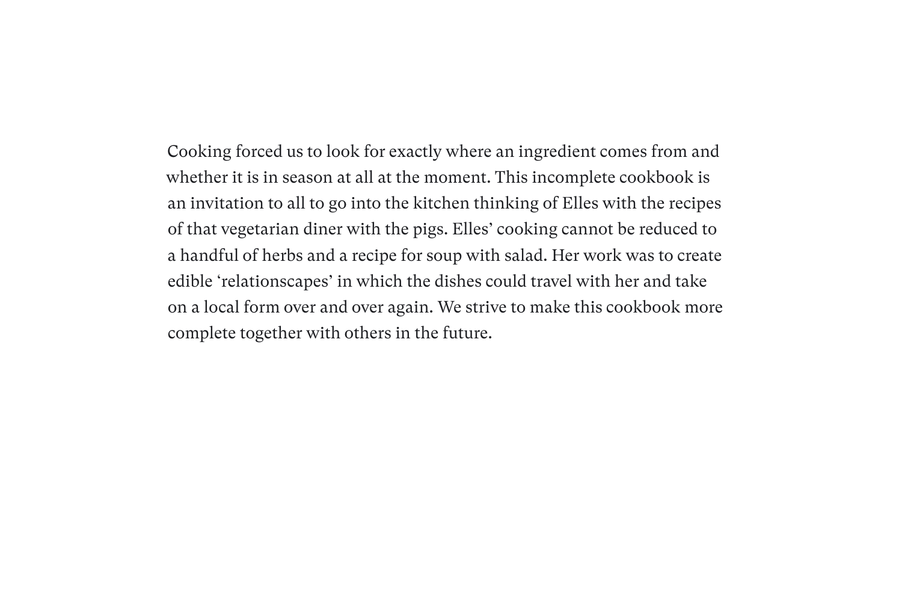Cooking forced us to look for exactly where an ingredient comes from and whether it is in season at all at the moment. This incomplete cookbook is an invitation to all to go into the kitchen thinking of Elles with the recipes of that vegetarian diner with the pigs. Elles' cooking cannot be reduced to a handful of herbs and a recipe for soup with salad. Her work was to create edible 'relationscapes' in which the dishes could travel with her and take on a local form over and over again. We strive to make this cookbook more complete together with others in the future.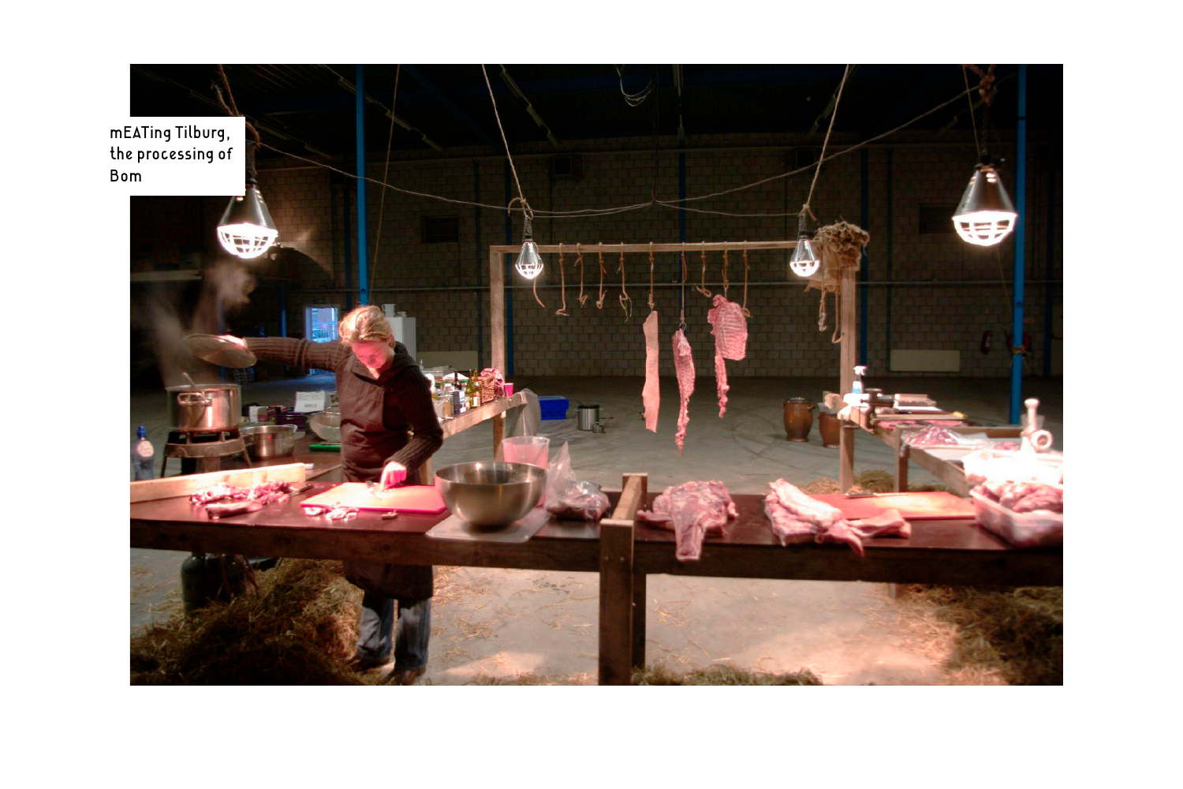mEATing Tilburg, the processing of Bom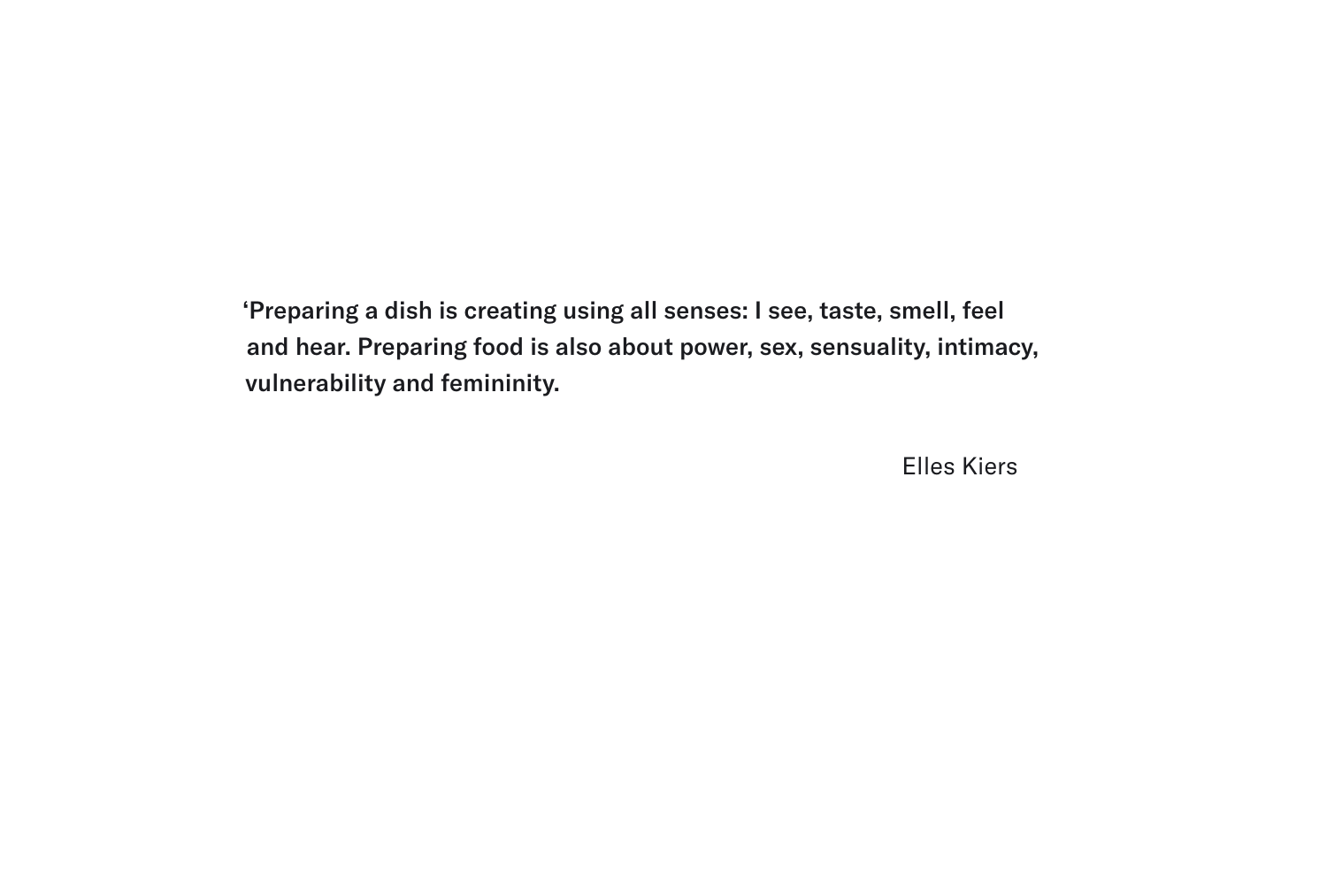**‘Preparing a dish is creating using all senses: I see, taste, smell, feel and hear. Preparing food is also about power, sex, sensuality, intimacy, vulnerability and femininity.**

Elles Kiers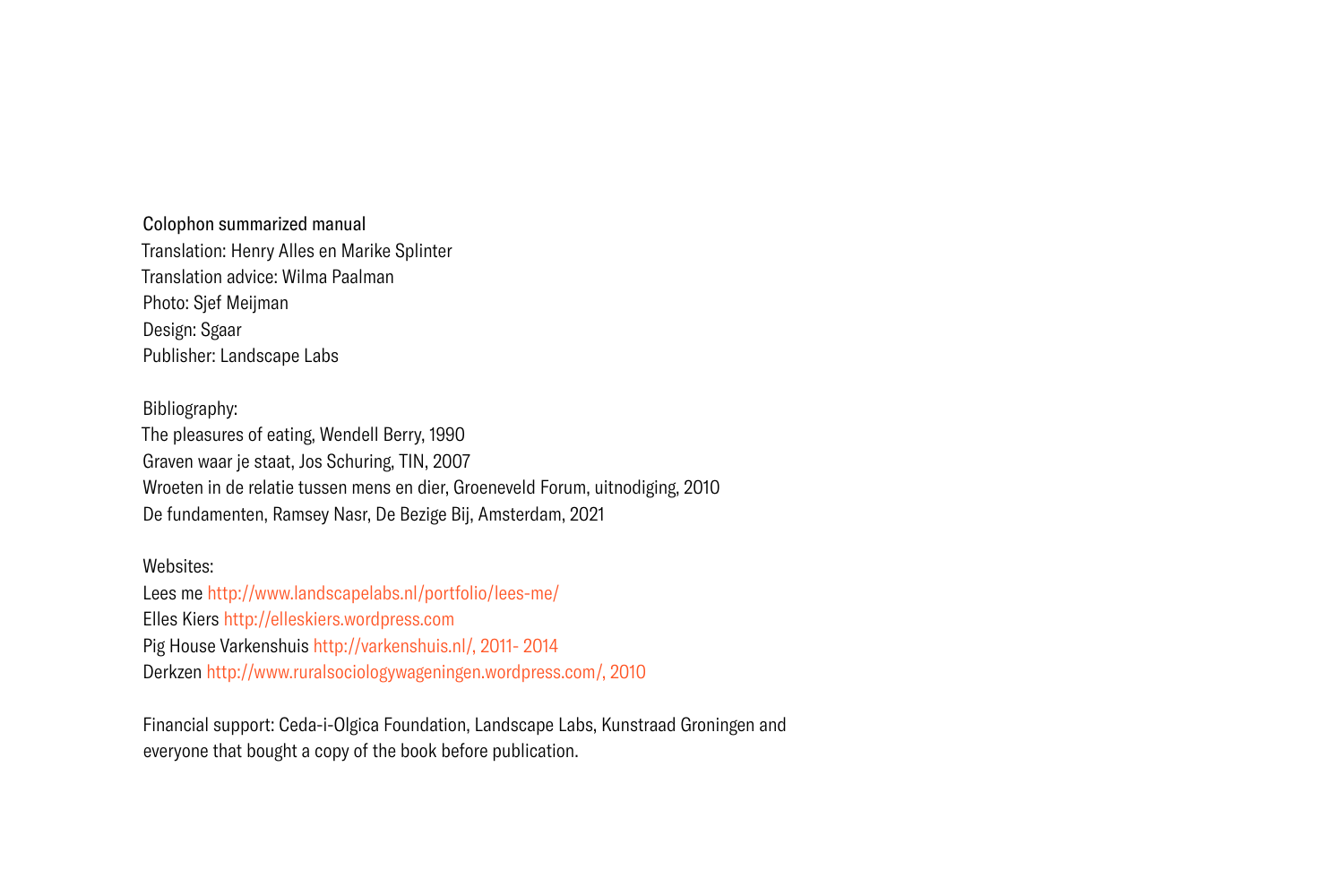Colophon summarized manual
Translation: Henry Alles en Marike Splinter
Translation advice: Wilma Paalman
Photo: Sjef Meijman
Design: Sgaar
Publisher: Landscape Labs

Bibliography:
The pleasures of eating, Wendell Berry, 1990
Graven waar je staat, Jos Schuring, TIN, 2007
Wroeten in de relatie tussen mens en dier, Groeneveld Forum, uitnodiging, 2010
De fundamenten, Ramsey Nasr, De Bezige Bij, Amsterdam, 2021

Websites:
Lees me http://www.landscapelabs.nl/portfolio/lees-me/
Elles Kiers http://elleskiers.wordpress.com
Pig House Varkenshuis http://varkenshuis.nl/, 2011- 2014
Derkzen http://www.ruralsociologywageningen.wordpress.com/, 2010

Financial support: Ceda-i-Olgica Foundation, Landscape Labs, Kunstraad Groningen and everyone that bought a copy of the book before publication.